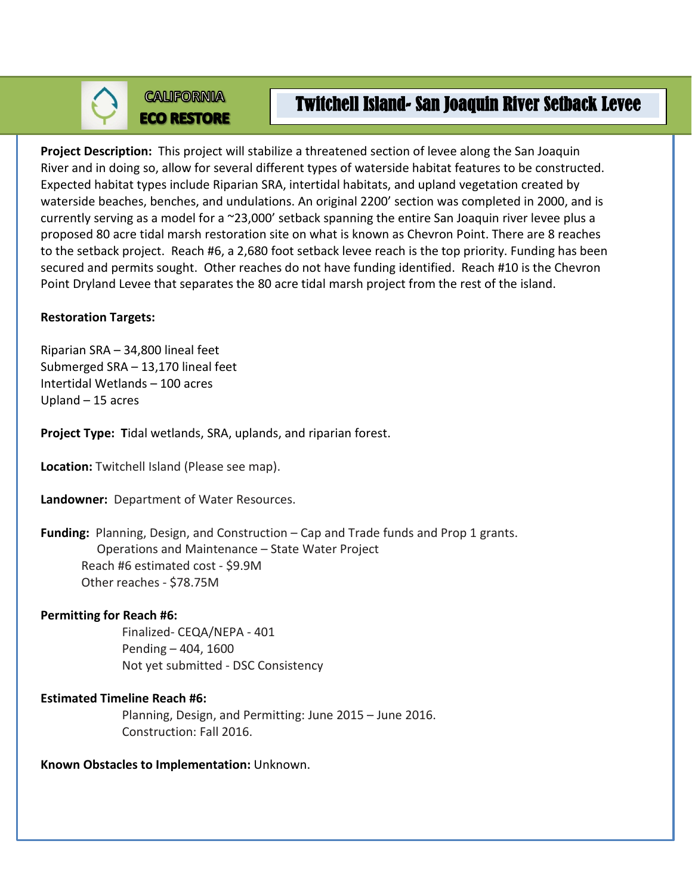CALIFORNIA
ECO RESTORE

# Twitchell Island- San Joaquin River Setback Levee

**Project Description:** This project will stabilize a threatened section of levee along the San Joaquin River and in doing so, allow for several different types of waterside habitat features to be constructed. Expected habitat types include Riparian SRA, intertidal habitats, and upland vegetation created by waterside beaches, benches, and undulations. An original 2200' section was completed in 2000, and is currently serving as a model for a ~23,000' setback spanning the entire San Joaquin river levee plus a proposed 80 acre tidal marsh restoration site on what is known as Chevron Point. There are 8 reaches to the setback project. Reach #6, a 2,680 foot setback levee reach is the top priority. Funding has been secured and permits sought. Other reaches do not have funding identified. Reach #10 is the Chevron Point Dryland Levee that separates the 80 acre tidal marsh project from the rest of the island.

**Restoration Targets:**

Riparian SRA – 34,800 lineal feet
Submerged SRA – 13,170 lineal feet
Intertidal Wetlands – 100 acres
Upland – 15 acres

**Project Type:** **T**idal wetlands, SRA, uplands, and riparian forest.

**Location:** Twitchell Island (Please see map).

**Landowner:** Department of Water Resources.

**Funding:** Planning, Design, and Construction – Cap and Trade funds and Prop 1 grants.
Operations and Maintenance – State Water Project
Reach #6 estimated cost - $9.9M
Other reaches - $78.75M

**Permitting for Reach #6:**

Finalized- CEQA/NEPA - 401
Pending – 404, 1600
Not yet submitted - DSC Consistency

**Estimated Timeline Reach #6:**

Planning, Design, and Permitting: June 2015 – June 2016.
Construction: Fall 2016.

**Known Obstacles to Implementation:** Unknown.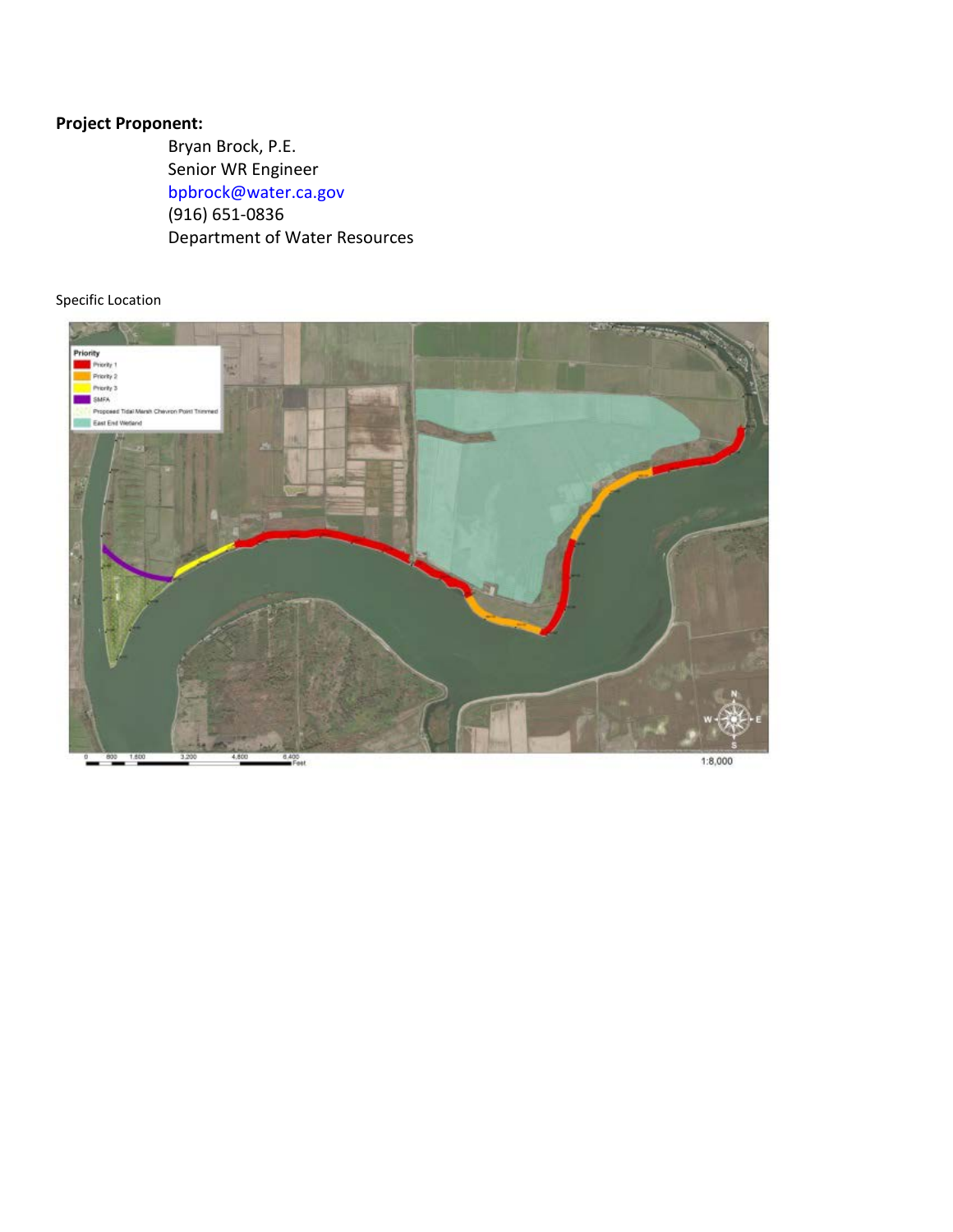**Project Proponent:**

Bryan Brock, P.E.
Senior WR Engineer
bpbrock@water.ca.gov
(916) 651-0836
Department of Water Resources

Specific Location

Priority
- Priority 1
- Priority 2
- Priority 3
- SMFA
- Proposed Tidal Marsh Chevron Point Trimmed
- East End Wetland

0 800 1,600 3,200 4,800 6,400 Feet

1:8,000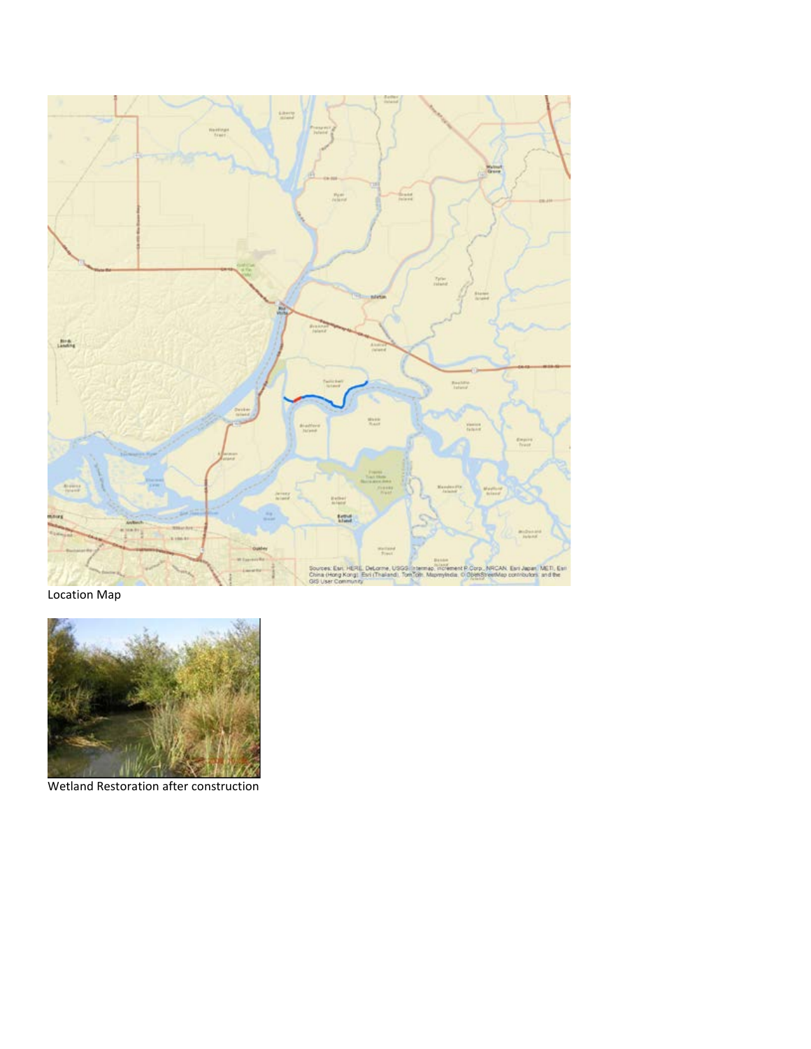Location Map

Wetland Restoration after construction